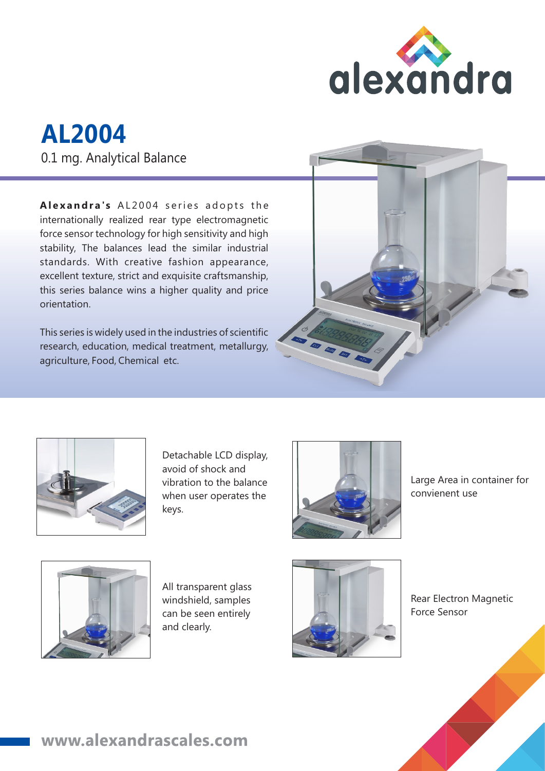alexandra

# AL2004

0.1 mg. Analytical Balance

**Alexandra's** AL2004 series adopts the internationally realized rear type electromagnetic force sensor technology for high sensitivity and high stability, The balances lead the similar industrial standards. With creative fashion appearance, excellent texture, strict and exquisite craftsmanship, this series balance wins a higher quality and price orientation.

This series is widely used in the industries of scientific research, education, medical treatment, metallurgy, agriculture, Food, Chemical etc.

Detachable LCD display, avoid of shock and vibration to the balance when user operates the keys.

Large Area in container for convient use

All transparent glass windshield, samples can be seen entirely and clearly.

Rear Electron Magnetic Force Sensor

www.alexandrascales.com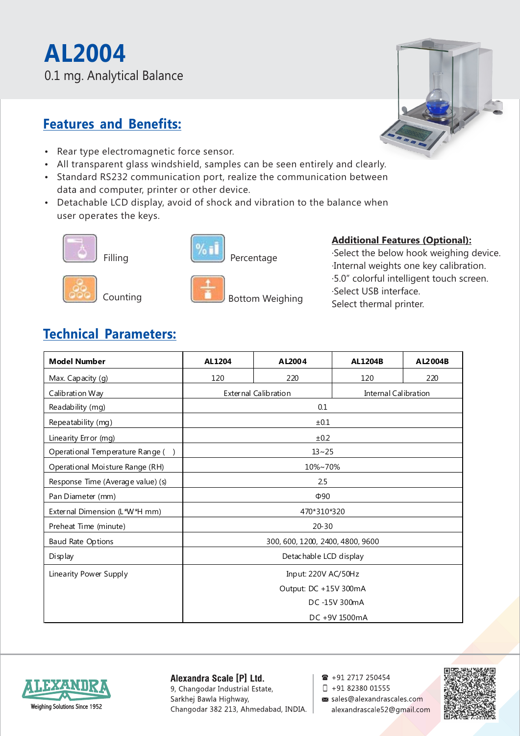# AL2004

0.1 mg. Analytical Balance

## Features and Benefits:

- Rear type electromagnetic force sensor.
- All transparent glass windshield, samples can be seen entirely and clearly.
- Standard RS232 communication port, realize the communication between data and computer, printer or other device.
- Detachable LCD display, avoid of shock and vibration to the balance when user operates the keys.

Filling

Percentage

Counting

Bottom Weighing

**Additional Features (Optional):**

·Select the below hook weighing device.
·Internal weights one key calibration.
·5.0" colorful intelligent touch screen.
·Select USB interface.
Select thermal printer.

## Technical Parameters:

| Model Number | AL1204 | AL2004 | AL1204B | AL2004B |
|---|---|---|---|---|
| Max. Capacity (g) | 120 | 220 | 120 | 220 |
| Calibration Way | External Calibration | | Internal Calibration | |
| Readability (mg) | 0.1 | | | |
| Repeatability (mg) | ±0.1 | | | |
| Linearity Error (mg) | ±0.2 | | | |
| Operational Temperature Range ( ) | 13~25 | | | |
| Operational Moisture Range (RH) | 10%~70% | | | |
| Response Time (Average value) (s) | 2.5 | | | |
| Pan Diameter (mm) | Φ90 | | | |
| External Dimension (L*W*H mm) | 470*310*320 | | | |
| Preheat Time (minute) | 20-30 | | | |
| Baud Rate Options | 300, 600, 1200, 2400, 4800, 9600 | | | |
| Display | Detachable LCD display | | | |
| Linearity Power Supply | Input: 220V AC/50Hz<br>Output: DC +15V 300mA<br>DC -15V 300mA<br>DC +9V 1500mA | | | |

ALEXANDRA
Weighing Solutions Since 1952

**Alexandra Scale [P] Ltd.**
9, Changodar Industrial Estate,
Sarkhej Bawla Highway,
Changodar 382 213, Ahmedabad, INDIA.

+91 2717 250454
+91 82380 01555
sales@alexandrascales.com
alexandrascale52@gmail.com